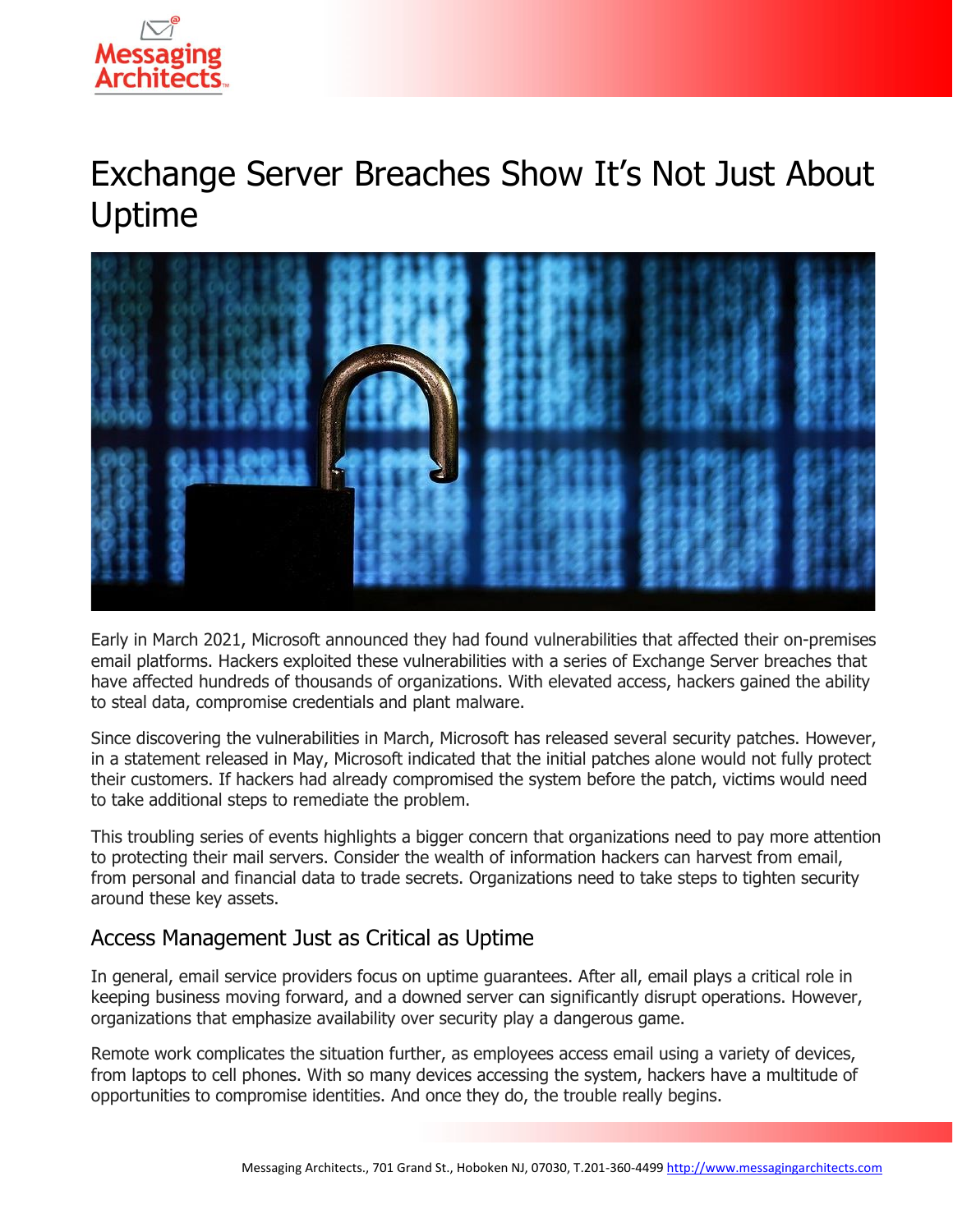# Exchange Server Breaches Show It's Not Just About Uptime

Early in March 2021, Microsoft announced they had found vulnerabilities that affected their on-premises email platforms. Hackers exploited these vulnerabilities with a series of Exchange Server breaches that have affected hundreds of thousands of organizations. With elevated access, hackers gained the ability to steal data, compromise credentials and plant malware.

Since discovering the vulnerabilities in March, Microsoft has released several security patches. However, in a statement released in May, Microsoft indicated that the initial patches alone would not fully protect their customers. If hackers had already compromised the system before the patch, victims would need to take additional steps to remediate the problem.

This troubling series of events highlights a bigger concern that organizations need to pay more attention to protecting their mail servers. Consider the wealth of information hackers can harvest from email, from personal and financial data to trade secrets. Organizations need to take steps to tighten security around these key assets.

## Access Management Just as Critical as Uptime

In general, email service providers focus on uptime guarantees. After all, email plays a critical role in keeping business moving forward, and a downed server can significantly disrupt operations. However, organizations that emphasize availability over security play a dangerous game.

Remote work complicates the situation further, as employees access email using a variety of devices, from laptops to cell phones. With so many devices accessing the system, hackers have a multitude of opportunities to compromise identities. And once they do, the trouble really begins.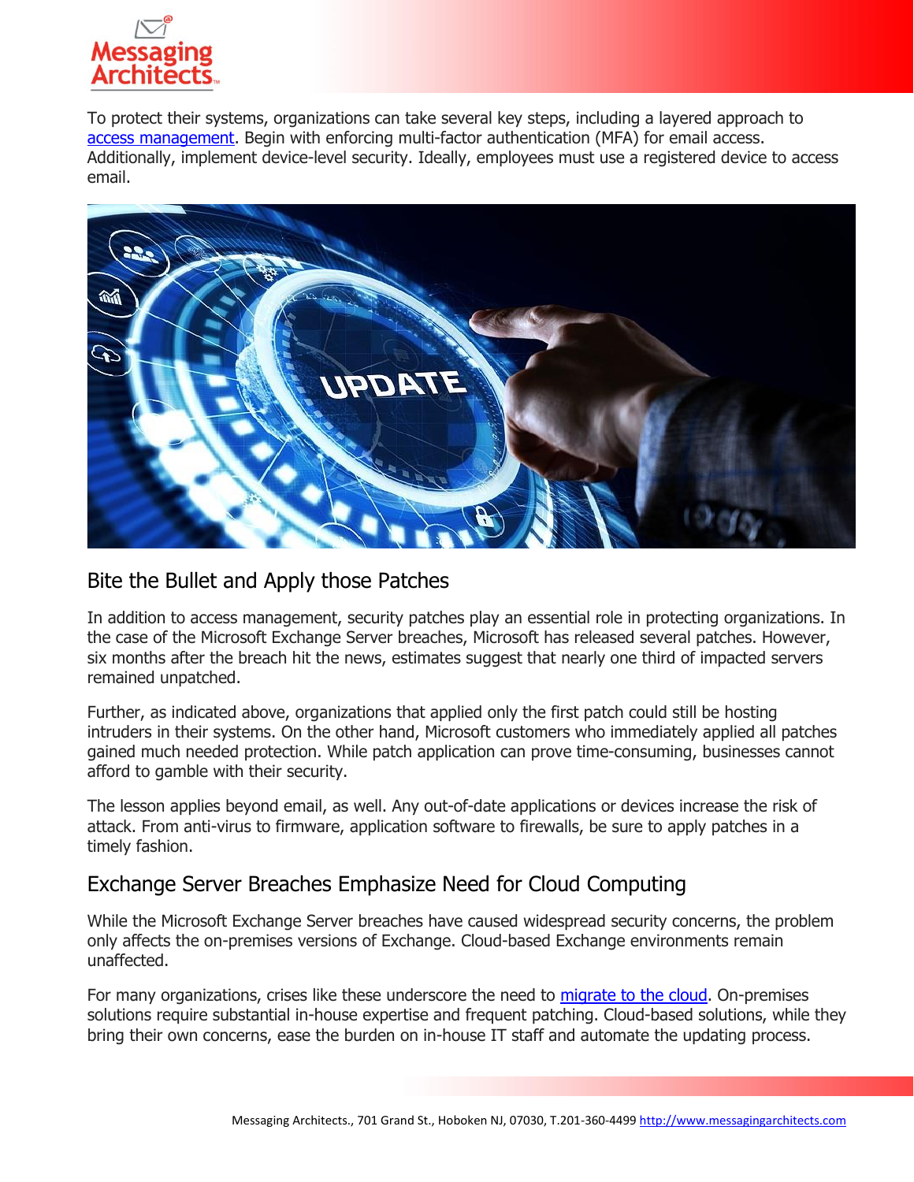To protect their systems, organizations can take several key steps, including a layered approach to [access management](). Begin with enforcing multi-factor authentication (MFA) for email access. Additionally, implement device-level security. Ideally, employees must use a registered device to access email.

## Bite the Bullet and Apply those Patches

In addition to access management, security patches play an essential role in protecting organizations. In the case of the Microsoft Exchange Server breaches, Microsoft has released several patches. However, six months after the breach hit the news, estimates suggest that nearly one third of impacted servers remained unpatched.

Further, as indicated above, organizations that applied only the first patch could still be hosting intruders in their systems. On the other hand, Microsoft customers who immediately applied all patches gained much needed protection. While patch application can prove time-consuming, businesses cannot afford to gamble with their security.

The lesson applies beyond email, as well. Any out-of-date applications or devices increase the risk of attack. From anti-virus to firmware, application software to firewalls, be sure to apply patches in a timely fashion.

## Exchange Server Breaches Emphasize Need for Cloud Computing

While the Microsoft Exchange Server breaches have caused widespread security concerns, the problem only affects the on-premises versions of Exchange. Cloud-based Exchange environments remain unaffected.

For many organizations, crises like these underscore the need to [migrate to the cloud](). On-premises solutions require substantial in-house expertise and frequent patching. Cloud-based solutions, while they bring their own concerns, ease the burden on in-house IT staff and automate the updating process.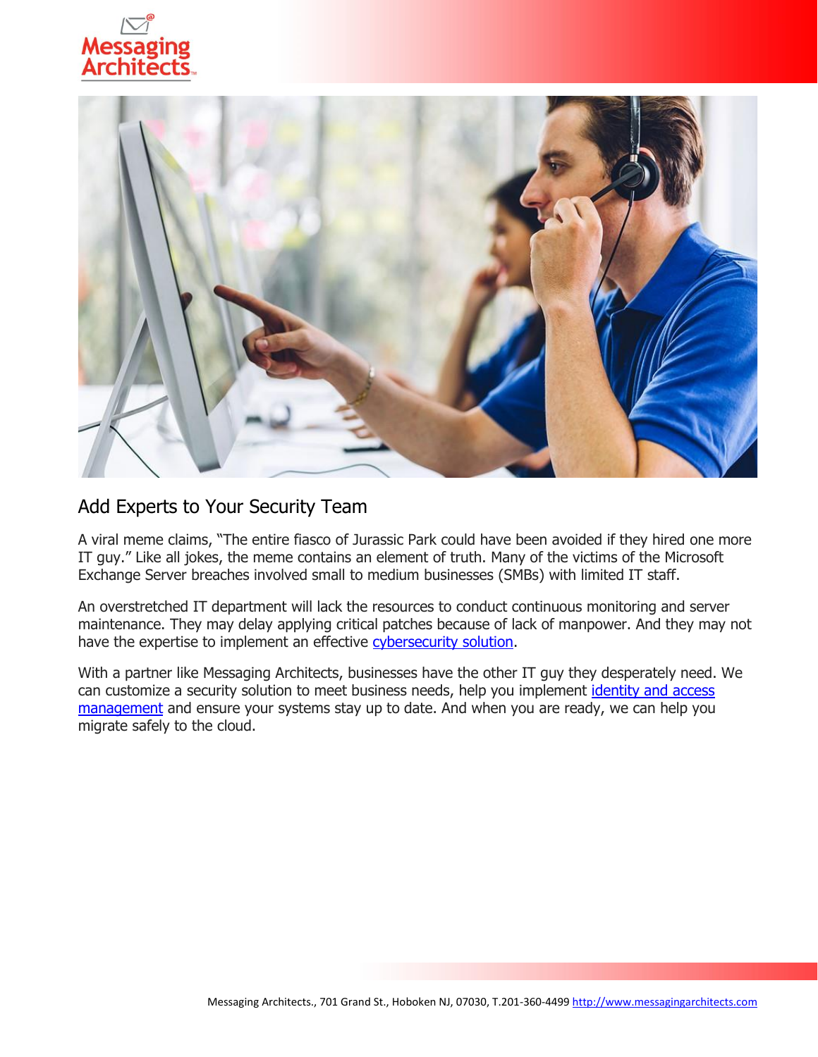## Add Experts to Your Security Team

A viral meme claims, "The entire fiasco of Jurassic Park could have been avoided if they hired one more IT guy." Like all jokes, the meme contains an element of truth. Many of the victims of the Microsoft Exchange Server breaches involved small to medium businesses (SMBs) with limited IT staff.

An overstretched IT department will lack the resources to conduct continuous monitoring and server maintenance. They may delay applying critical patches because of lack of manpower. And they may not have the expertise to implement an effective cybersecurity solution.

With a partner like Messaging Architects, businesses have the other IT guy they desperately need. We can customize a security solution to meet business needs, help you implement identity and access management and ensure your systems stay up to date. And when you are ready, we can help you migrate safely to the cloud.